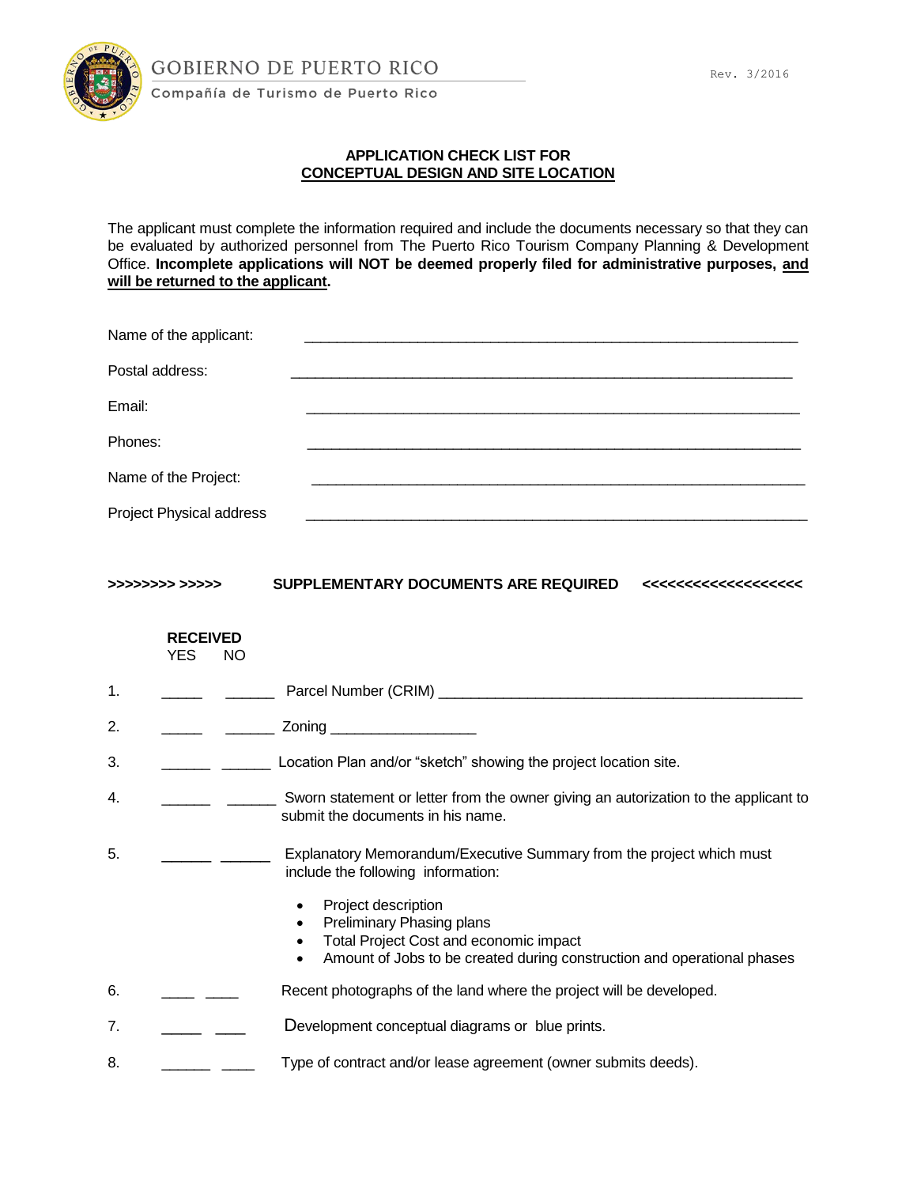GOBIERNO DE PUERTO RICO

Compañía de Turismo de Puerto Rico

Rev. 3/2016

## APPLICATION CHECK LIST FOR
## CONCEPTUAL DESIGN AND SITE LOCATION

The applicant must complete the information required and include the documents necessary so that they can be evaluated by authorized personnel from The Puerto Rico Tourism Company Planning & Development Office. **Incomplete applications will NOT be deemed properly filed for administrative purposes, and will be returned to the applicant.**

Name of the applicant: ________________________________________________

Postal address: ________________________________________________

Email: ________________________________________________

Phones: ________________________________________________

Name of the Project: ________________________________________________

Project Physical address ________________________________________________

**>>>>>>>> >>>>> SUPPLEMENTARY DOCUMENTS ARE REQUIRED <<<<<<<<<<<<<<<<<<<**

**RECEIVED**
YES NO

1. _____ ______ Parcel Number (CRIM) ________________________________________

2. _____ ______ Zoning __________________

3. ______ ______ Location Plan and/or "sketch" showing the project location site.

4. ______ ______ Sworn statement or letter from the owner giving an autorization to the applicant to submit the documents in his name.

5. ______ ______ Explanatory Memorandum/Executive Summary from the project which must include the following information:

   - Project description
   - Preliminary Phasing plans
   - Total Project Cost and economic impact
   - Amount of Jobs to be created during construction and operational phases

6. ____ ____ Recent photographs of the land where the project will be developed.

7. _____ ____ Development conceptual diagrams or blue prints.

8. ______ ____ Type of contract and/or lease agreement (owner submits deeds).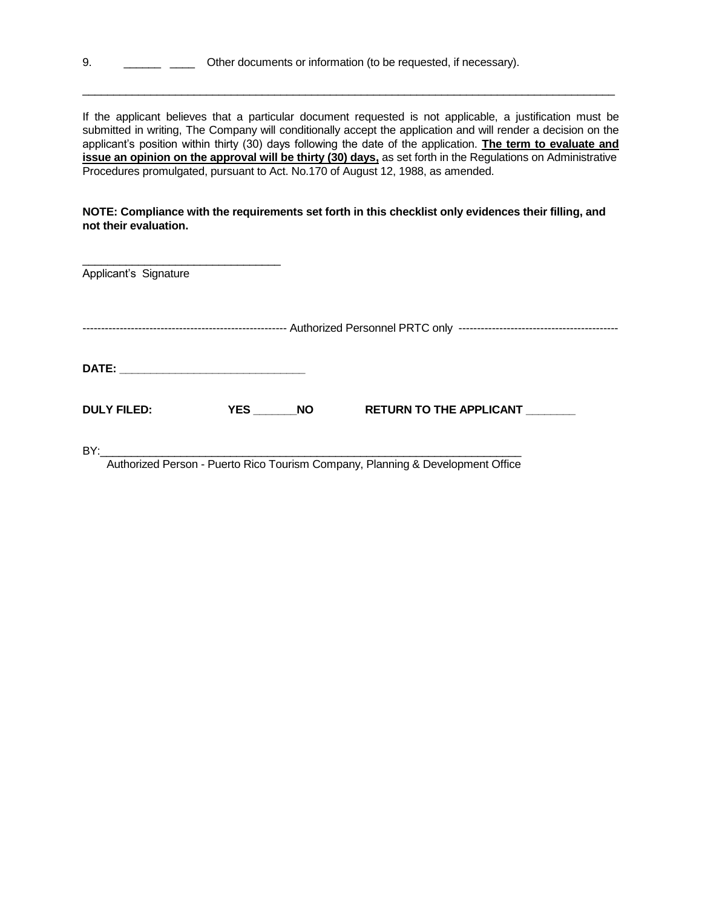9. ______ ____ Other documents or information (to be requested, if necessary).

_____________________________________________________________________________________

If the applicant believes that a particular document requested is not applicable, a justification must be submitted in writing, The Company will conditionally accept the application and will render a decision on the applicant's position within thirty (30) days following the date of the application. **The term to evaluate and issue an opinion on the approval will be thirty (30) days,** as set forth in the Regulations on Administrative Procedures promulgated, pursuant to Act. No.170 of August 12, 1988, as amended.

**NOTE: Compliance with the requirements set forth in this checklist only evidences their filling, and not their evaluation.**

_______________________________
Applicant's Signature

------------------------------------------------------ Authorized Personnel PRTC only ------------------------------------------

**DATE: _____________________________**

**DULY FILED: YES _______NO RETURN TO THE APPLICANT ________**

BY:_________________________________________________________________
Authorized Person - Puerto Rico Tourism Company, Planning & Development Office